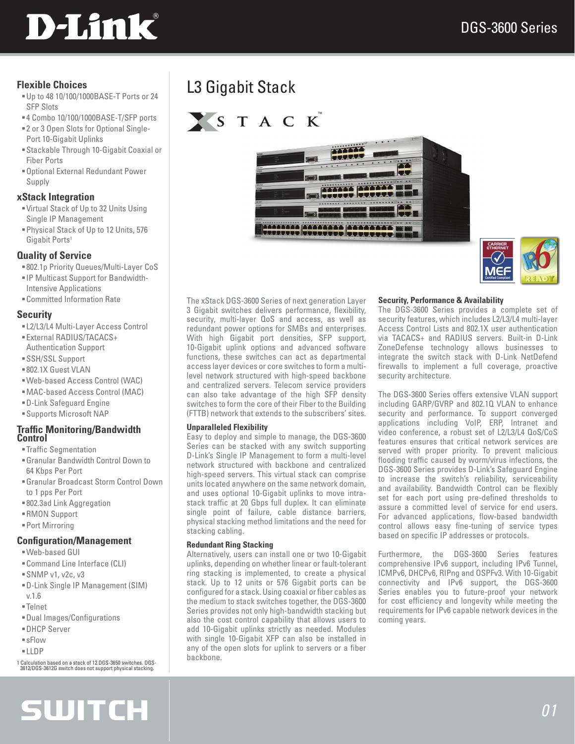# DGS-3600 Series

## L3 Gigabit Stack

### Flexible Choices

- Up to 48 10/100/1000BASE-T Ports or 24 SFP Slots
- 4 Combo 10/100/1000BASE-T/SFP ports
- 2 or 3 Open Slots for Optional Single-Port 10-Gigabit Uplinks
- Stackable Through 10-Gigabit Coaxial or Fiber Ports
- Optional External Redundant Power Supply

### xStack Integration

- Virtual Stack of Up to 32 Units Using Single IP Management
- Physical Stack of Up to 12 Units, 576 Gigabit Ports[1]

### Quality of Service

- 802.1p Priority Queues/Multi-Layer CoS
- IP Multicast Support for Bandwidth-Intensive Applications
- Committed Information Rate

### Security

- L2/L3/L4 Multi-Layer Access Control
- External RADIUS/TACACS+ Authentication Support
- SSH/SSL Support
- 802.1X Guest VLAN
- Web-based Access Control (WAC)
- MAC-based Access Control (MAC)
- D-Link Safeguard Engine
- Supports Microsoft NAP

### Traffic Monitoring/Bandwidth Control

- Traffic Segmentation
- Granular Bandwidth Control Down to 64 Kbps Per Port
- Granular Broadcast Storm Control Down to 1 pps Per Port
- 802.3ad Link Aggregation
- RMON Support
- Port Mirroring

### Configuration/Management

- Web-based GUI
- Command Line Interface (CLI)
- SNMP v1, v2c, v3
- D-Link Single IP Management (SIM) v.1.6
- Telnet
- Dual Images/Configurations
- DHCP Server
- sFlow
- LLDP

1 Calculation based on a stack of 12 DGS-3650 switches. DGS-3612/DGS-3612G switch does not support physical stacking.

The xStack DGS-3600 Series of next generation Layer 3 Gigabit switches delivers performance, flexibility, security, multi-layer QoS and access, as well as redundant power options for SMBs and enterprises. With high Gigabit port densities, SFP support, 10-Gigabit uplink options and advanced software functions, these switches can act as departmental access layer devices or core switches to form a multi-level network structured with high-speed backbone and centralized servers. Telecom service providers can also take advantage of the high SFP density switches to form the core of their Fiber to the Building (FTTB) network that extends to the subscribers' sites.

#### Unparalleled Flexibility

Easy to deploy and simple to manage, the DGS-3600 Series can be stacked with any switch supporting D-Link's Single IP Management to form a multi-level network structured with backbone and centralized high-speed servers. This virtual stack can comprise units located anywhere on the same network domain, and uses optional 10-Gigabit uplinks to move intra-stack traffic at 20 Gbps full duplex. It can eliminate single point of failure, cable distance barriers, physical stacking method limitations and the need for stacking cabling.

#### Redundant Ring Stacking

Alternatively, users can install one or two 10-Gigabit uplinks, depending on whether linear or fault-tolerant ring stacking is implemented, to create a physical stack. Up to 12 units or 576 Gigabit ports can be configured for a stack. Using coaxial or fiber cables as the medium to stack switches together, the DGS-3600 Series provides not only high-bandwidth stacking but also the cost control capability that allows users to add 10-Gigabit uplinks strictly as needed. Modules with single 10-Gigabit XFP can also be installed in any of the open slots for uplink to servers or a fiber backbone.

#### Security, Performance & Availability

The DGS-3600 Series provides a complete set of security features, which includes L2/L3/L4 multi-layer Access Control Lists and 802.1X user authentication via TACACS+ and RADIUS servers. Built-in D-Link ZoneDefense technology allows businesses to integrate the switch stack with D-Link NetDefend firewalls to implement a full coverage, proactive security architecture.

The DGS-3600 Series offers extensive VLAN support including GARP/GVRP and 802.1Q VLAN to enhance security and performance. To support converged applications including VoIP, ERP, Intranet and video conference, a robust set of L2/L3/L4 QoS/CoS features ensures that critical network services are served with proper priority. To prevent malicious flooding traffic caused by worm/virus infections, the DGS-3600 Series provides D-Link's Safeguard Engine to increase the switch's reliability, serviceability and availability. Bandwidth Control can be flexibly set for each port using pre-defined thresholds to assure a committed level of service for end users. For advanced applications, flow-based bandwidth control allows easy fine-tuning of service types based on specific IP addresses or protocols.

Furthermore, the DGS-3600 Series features comprehensive IPv6 support, including IPv6 Tunnel, ICMPv6, DHCPv6, RIPng and OSPFv3. With 10-Gigabit connectivity and IPv6 support, the DGS-3600 Series enables you to future-proof your network for cost efficiency and longevity while meeting the requirements for IPv6 capable network devices in the coming years.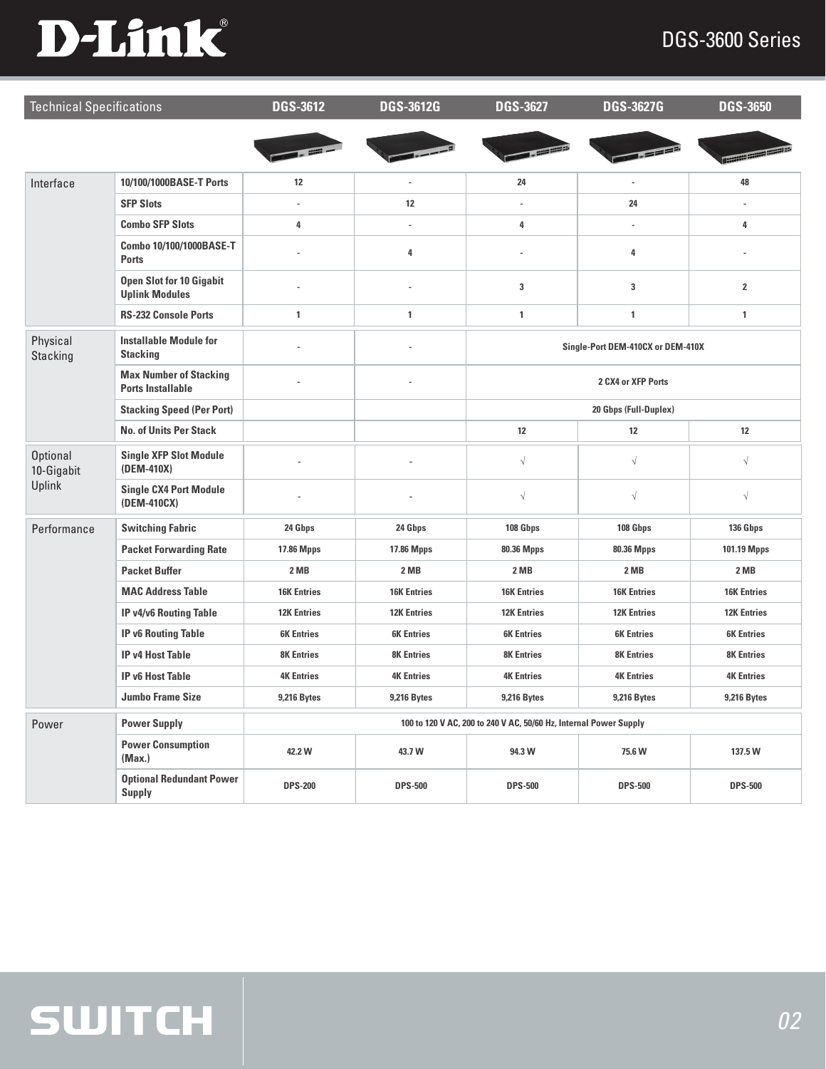| Technical Specifications | | DGS-3612 | DGS-3612G | DGS-3627 | DGS-3627G | DGS-3650 |
|---|---|---|---|---|---|---|
| Interface | 10/100/1000BASE-T Ports | 12 | - | 24 | - | 48 |
| | SFP Slots | - | 12 | - | 24 | - |
| | Combo SFP Slots | 4 | - | 4 | - | 4 |
| | Combo 10/100/1000BASE-T Ports | - | 4 | - | 4 | - |
| | Open Slot for 10 Gigabit Uplink Modules | - | - | 3 | 3 | 2 |
| | RS-232 Console Ports | 1 | 1 | 1 | 1 | 1 |
| Physical Stacking | Installable Module for Stacking | - | - | Single-Port DEM-410CX or DEM-410X | | |
| | Max Number of Stacking Ports Installable | - | - | 2 CX4 or XFP Ports | | |
| | Stacking Speed (Per Port) | | | 20 Gbps (Full-Duplex) | | |
| | No. of Units Per Stack | | | 12 | 12 | 12 |
| Optional 10-Gigabit Uplink | Single XFP Slot Module (DEM-410X) | - | - | √ | √ | √ |
| | Single CX4 Port Module (DEM-410CX) | - | - | √ | √ | √ |
| Performance | Switching Fabric | 24 Gbps | 24 Gbps | 108 Gbps | 108 Gbps | 136 Gbps |
| | Packet Forwarding Rate | 17.86 Mpps | 17.86 Mpps | 80.36 Mpps | 80.36 Mpps | 101.19 Mpps |
| | Packet Buffer | 2 MB | 2 MB | 2 MB | 2 MB | 2 MB |
| | MAC Address Table | 16K Entries | 16K Entries | 16K Entries | 16K Entries | 16K Entries |
| | IP v4/v6 Routing Table | 12K Entries | 12K Entries | 12K Entries | 12K Entries | 12K Entries |
| | IP v6 Routing Table | 6K Entries | 6K Entries | 6K Entries | 6K Entries | 6K Entries |
| | IP v4 Host Table | 8K Entries | 8K Entries | 8K Entries | 8K Entries | 8K Entries |
| | IP v6 Host Table | 4K Entries | 4K Entries | 4K Entries | 4K Entries | 4K Entries |
| | Jumbo Frame Size | 9,216 Bytes | 9,216 Bytes | 9,216 Bytes | 9,216 Bytes | 9,216 Bytes |
| Power | Power Supply | 100 to 120 V AC, 200 to 240 V AC, 50/60 Hz, Internal Power Supply | | | | |
| | Power Consumption (Max.) | 42.2 W | 43.7 W | 94.3 W | 75.6 W | 137.5 W |
| | Optional Redundant Power Supply | DPS-200 | DPS-500 | DPS-500 | DPS-500 | DPS-500 |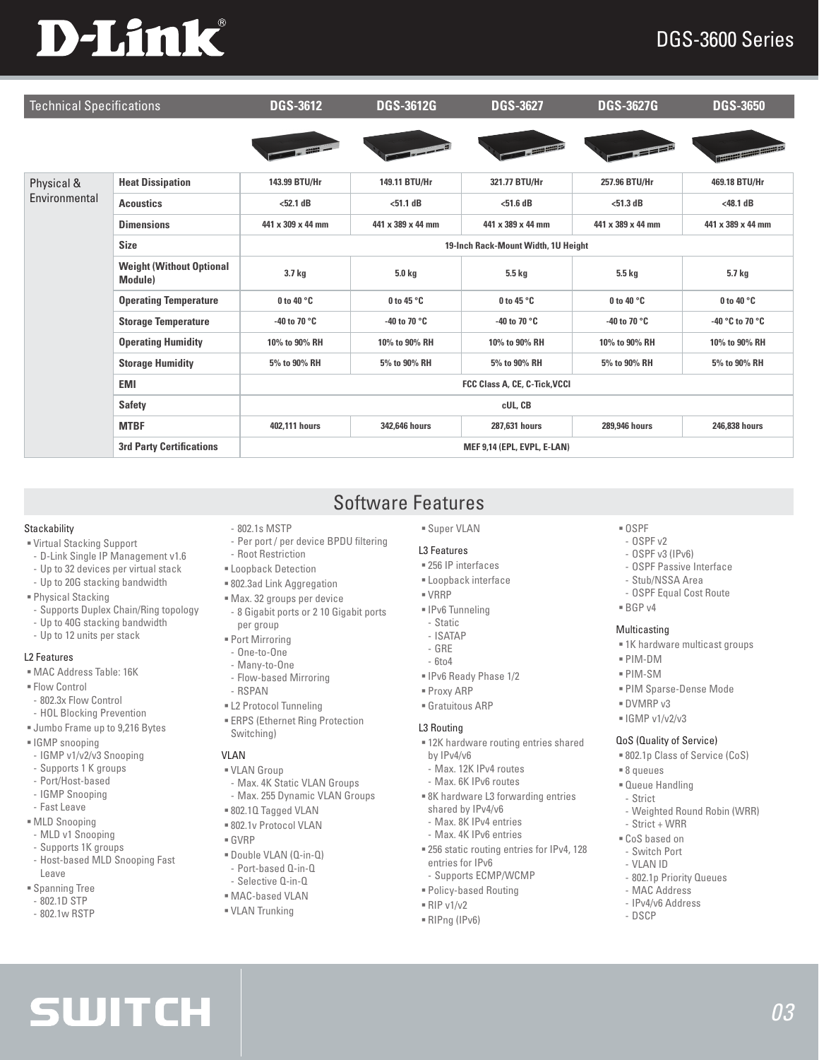## Technical Specifications

| Technical Specifications | | DGS-3612 | DGS-3612G | DGS-3627 | DGS-3627G | DGS-3650 |
|---|---|---|---|---|---|---|
| Physical & Environmental | Heat Dissipation | 143.99 BTU/Hr | 149.11 BTU/Hr | 321.77 BTU/Hr | 257.96 BTU/Hr | 469.18 BTU/Hr |
| | Acoustics | <52.1 dB | <51.1 dB | <51.6 dB | <51.3 dB | <48.1 dB |
| | Dimensions | 441 x 309 x 44 mm | 441 x 389 x 44 mm | 441 x 389 x 44 mm | 441 x 389 x 44 mm | 441 x 389 x 44 mm |
| | Size | 19-Inch Rack-Mount Width, 1U Height | | | | |
| | Weight (Without Optional Module) | 3.7 kg | 5.0 kg | 5.5 kg | 5.5 kg | 5.7 kg |
| | Operating Temperature | 0 to 40 °C | 0 to 45 °C | 0 to 45 °C | 0 to 40 °C | 0 to 40 °C |
| | Storage Temperature | -40 to 70 °C | -40 to 70 °C | -40 to 70 °C | -40 to 70 °C | -40 °C to 70 °C |
| | Operating Humidity | 10% to 90% RH | 10% to 90% RH | 10% to 90% RH | 10% to 90% RH | 10% to 90% RH |
| | Storage Humidity | 5% to 90% RH | 5% to 90% RH | 5% to 90% RH | 5% to 90% RH | 5% to 90% RH |
| | EMI | FCC Class A, CE, C-Tick,VCCI | | | | |
| | Safety | cUL, CB | | | | |
| | MTBF | 402,111 hours | 342,646 hours | 287,631 hours | 289,946 hours | 246,838 hours |
| | 3rd Party Certifications | MEF 9,14 (EPL, EVPL, E-LAN) | | | | |

## Software Features

### Stackability
- Virtual Stacking Support
  - D-Link Single IP Management v1.6
  - Up to 32 devices per virtual stack
  - Up to 20G stacking bandwidth
- Physical Stacking
  - Supports Duplex Chain/Ring topology
  - Up to 40G stacking bandwidth
  - Up to 12 units per stack

### L2 Features
- MAC Address Table: 16K
- Flow Control
  - 802.3x Flow Control
  - HOL Blocking Prevention
- Jumbo Frame up to 9,216 Bytes
- IGMP snooping
  - IGMP v1/v2/v3 Snooping
  - Supports 1 K groups
  - Port/Host-based
  - IGMP Snooping
  - Fast Leave
- MLD Snooping
  - MLD v1 Snooping
  - Supports 1K groups
  - Host-based MLD Snooping Fast Leave
- Spanning Tree
  - 802.1D STP
  - 802.1w RSTP
  - 802.1s MSTP
  - Per port / per device BPDU filtering
  - Root Restriction
- Loopback Detection
- 802.3ad Link Aggregation
- Max. 32 groups per device
  - 8 Gigabit ports or 2 10 Gigabit ports per group
- Port Mirroring
  - One-to-One
  - Many-to-One
  - Flow-based Mirroring
  - RSPAN
- L2 Protocol Tunneling
- ERPS (Ethernet Ring Protection Switching)

### VLAN
- VLAN Group
  - Max. 4K Static VLAN Groups
  - Max. 255 Dynamic VLAN Groups
- 802.1Q Tagged VLAN
- 802.1v Protocol VLAN
- GVRP
- Double VLAN (Q-in-Q)
  - Port-based Q-in-Q
  - Selective Q-in-Q
- MAC-based VLAN
- VLAN Trunking
- Super VLAN

### L3 Features
- 256 IP interfaces
- Loopback interface
- VRRP
- IPv6 Tunneling
  - Static
  - ISATAP
  - GRE
  - 6to4
- IPv6 Ready Phase 1/2
- Proxy ARP
- Gratuitous ARP

### L3 Routing
- 12K hardware routing entries shared by IPv4/v6
  - Max. 12K IPv4 routes
  - Max. 6K IPv6 routes
- 8K hardware L3 forwarding entries shared by IPv4/v6
  - Max. 8K IPv4 entries
  - Max. 4K IPv6 entries
- 256 static routing entries for IPv4, 128 entries for IPv6
  - Supports ECMP/WCMP
- Policy-based Routing
- RIP v1/v2
- RIPng (IPv6)
- OSPF
  - OSPF v2
  - OSPF v3 (IPv6)
  - OSPF Passive Interface
  - Stub/NSSA Area
  - OSPF Equal Cost Route
- BGP v4

### Multicasting
- 1K hardware multicast groups
- PIM-DM
- PIM-SM
- PIM Sparse-Dense Mode
- DVMRP v3
- IGMP v1/v2/v3

### QoS (Quality of Service)
- 802.1p Class of Service (CoS)
- 8 queues
- Queue Handling
  - Strict
  - Weighted Round Robin (WRR)
  - Strict + WRR
- CoS based on
  - Switch Port
  - VLAN ID
  - 802.1p Priority Queues
  - MAC Address
  - IPv4/v6 Address
  - DSCP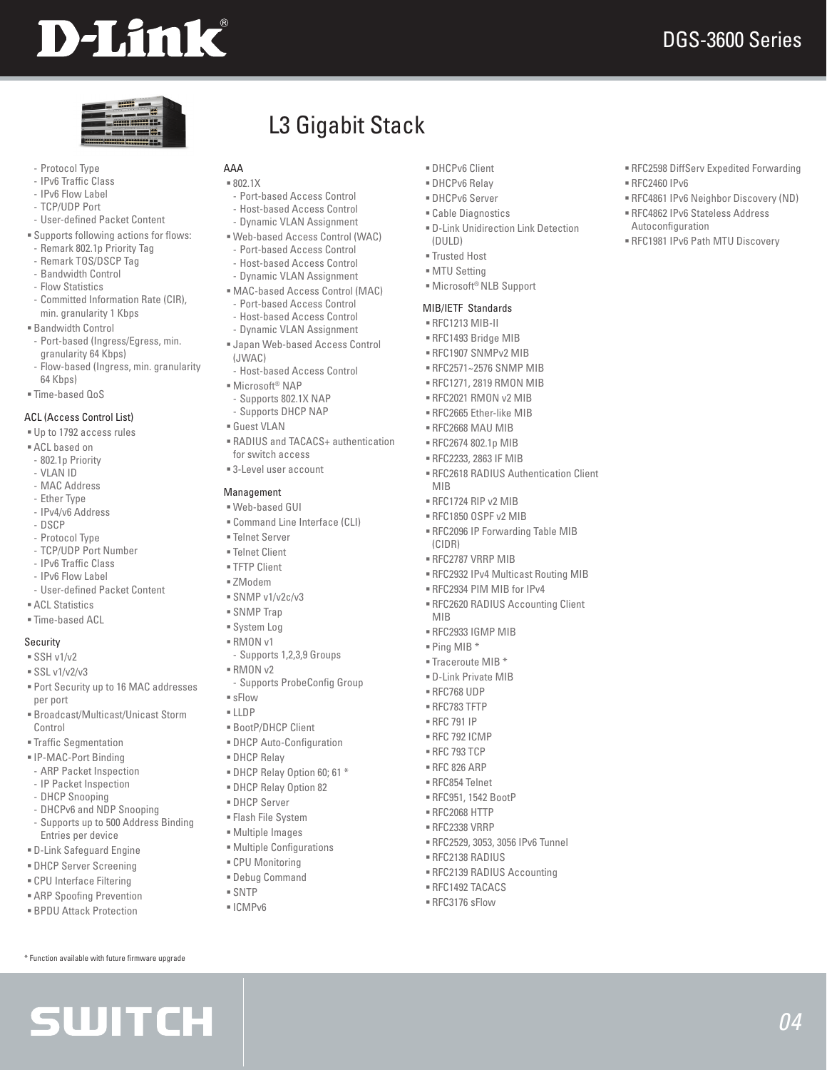# L3 Gigabit Stack

- Protocol Type
- IPv6 Traffic Class
- IPv6 Flow Label
- TCP/UDP Port
- User-defined Packet Content

- Supports following actions for flows:
  - Remark 802.1p Priority Tag
  - Remark TOS/DSCP Tag
  - Bandwidth Control
  - Flow Statistics
  - Committed Information Rate (CIR), min. granularity 1 Kbps
- Bandwidth Control
  - Port-based (Ingress/Egress, min. granularity 64 Kbps)
  - Flow-based (Ingress, min. granularity 64 Kbps)
- Time-based QoS

### ACL (Access Control List)

- Up to 1792 access rules
- ACL based on
  - 802.1p Priority
  - VLAN ID
  - MAC Address
  - Ether Type
  - IPv4/v6 Address
  - DSCP
  - Protocol Type
  - TCP/UDP Port Number
  - IPv6 Traffic Class
  - IPv6 Flow Label
  - User-defined Packet Content
- ACL Statistics
- Time-based ACL

### Security

- SSH v1/v2
- SSL v1/v2/v3
- Port Security up to 16 MAC addresses per port
- Broadcast/Multicast/Unicast Storm Control
- Traffic Segmentation
- IP-MAC-Port Binding
  - ARP Packet Inspection
  - IP Packet Inspection
  - DHCP Snooping
  - DHCPv6 and NDP Snooping
  - Supports up to 500 Address Binding Entries per device
- D-Link Safeguard Engine
- DHCP Server Screening
- CPU Interface Filtering
- ARP Spoofing Prevention
- BPDU Attack Protection

### AAA

- 802.1X
  - Port-based Access Control
  - Host-based Access Control
  - Dynamic VLAN Assignment
- Web-based Access Control (WAC)
  - Port-based Access Control
  - Host-based Access Control
  - Dynamic VLAN Assignment
- MAC-based Access Control (MAC)
  - Port-based Access Control
  - Host-based Access Control
  - Dynamic VLAN Assignment
- Japan Web-based Access Control (JWAC)
  - Host-based Access Control
- Microsoft® NAP
  - Supports 802.1X NAP
  - Supports DHCP NAP
- Guest VLAN
- RADIUS and TACACS+ authentication for switch access
- 3-Level user account

### Management

- Web-based GUI
- Command Line Interface (CLI)
- Telnet Server
- Telnet Client
- TFTP Client
- ZModem
- SNMP v1/v2c/v3
- SNMP Trap
- System Log
- RMON v1
  - Supports 1,2,3,9 Groups
- RMON v2
  - Supports ProbeConfig Group
- sFlow
- LLDP
- BootP/DHCP Client
- DHCP Auto-Configuration
- DHCP Relay
- DHCP Relay Option 60; 61 *
- DHCP Relay Option 82
- DHCP Server
- Flash File System
- Multiple Images
- Multiple Configurations
- CPU Monitoring
- Debug Command
- SNTP
- ICMPv6
- DHCPv6 Client
- DHCPv6 Relay
- DHCPv6 Server
- Cable Diagnostics
- D-Link Unidirection Link Detection (DULD)
- Trusted Host
- MTU Setting
- Microsoft® NLB Support

### MIB/IETF Standards

- RFC1213 MIB-II
- RFC1493 Bridge MIB
- RFC1907 SNMPv2 MIB
- RFC2571~2576 SNMP MIB
- RFC1271, 2819 RMON MIB
- RFC2021 RMON v2 MIB
- RFC2665 Ether-like MIB
- RFC2668 MAU MIB
- RFC2674 802.1p MIB
- RFC2233, 2863 IF MIB
- RFC2618 RADIUS Authentication Client MIB
- RFC1724 RIP v2 MIB
- RFC1850 OSPF v2 MIB
- RFC2096 IP Forwarding Table MIB (CIDR)
- RFC2787 VRRP MIB
- RFC2932 IPv4 Multicast Routing MIB
- RFC2934 PIM MIB for IPv4
- RFC2620 RADIUS Accounting Client MIB
- RFC2933 IGMP MIB
- Ping MIB *
- Traceroute MIB *
- D-Link Private MIB
- RFC768 UDP
- RFC783 TFTP
- RFC 791 IP
- RFC 792 ICMP
- RFC 793 TCP
- RFC 826 ARP
- RFC854 Telnet
- RFC951, 1542 BootP
- RFC2068 HTTP
- RFC2338 VRRP
- RFC2529, 3053, 3056 IPv6 Tunnel
- RFC2138 RADIUS
- RFC2139 RADIUS Accounting
- RFC1492 TACACS
- RFC3176 sFlow
- RFC2598 DiffServ Expedited Forwarding
- RFC2460 IPv6
- RFC4861 IPv6 Neighbor Discovery (ND)
- RFC4862 IPv6 Stateless Address Autoconfiguration
- RFC1981 IPv6 Path MTU Discovery

* Function available with future firmware upgrade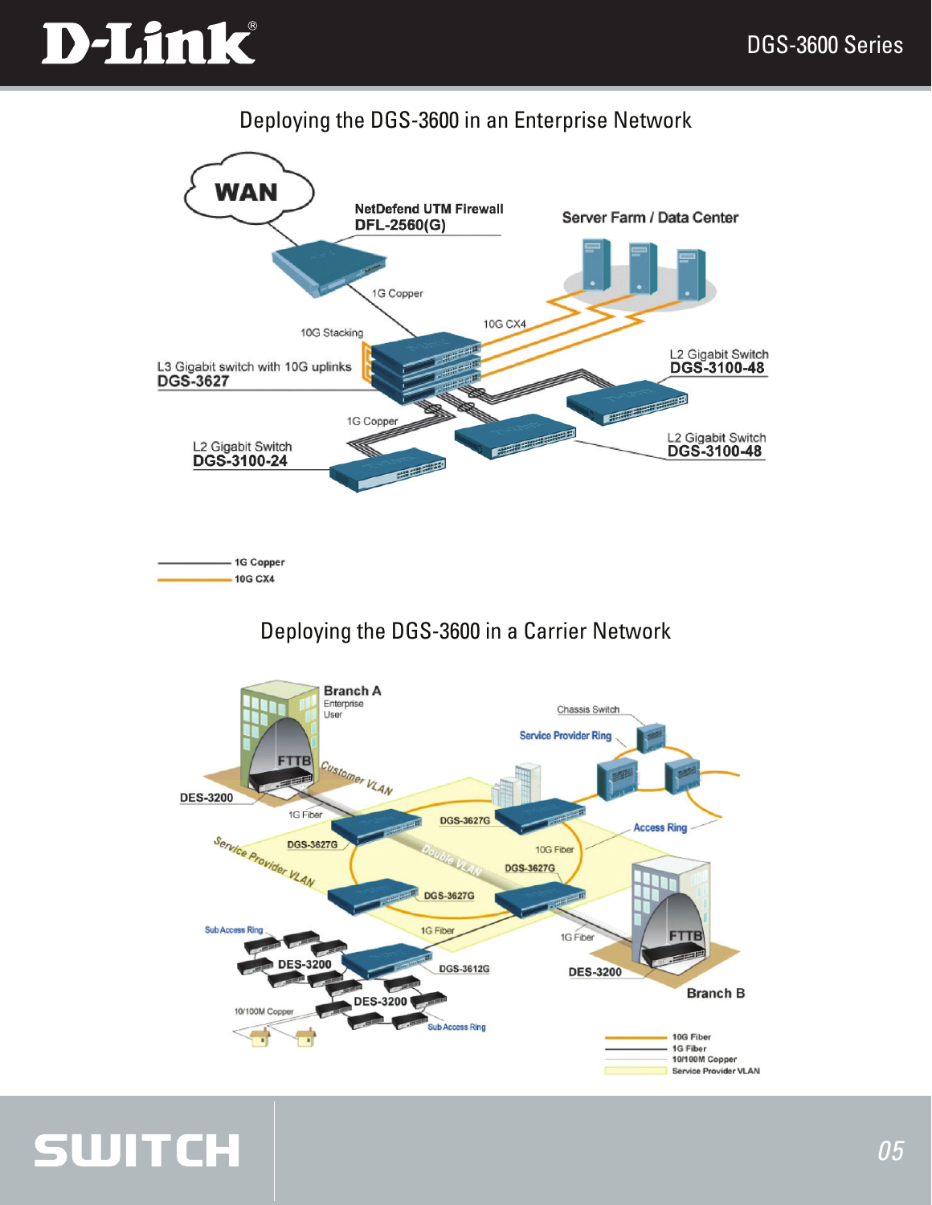## Deploying the DGS-3600 in an Enterprise Network

WAN

NetDefend UTM Firewall
DFL-2560(G)

Server Farm / Data Center

1G Copper

10G Stacking

10G CX4

L3 Gigabit switch with 10G uplinks
DGS-3627

L2 Gigabit Switch
DGS-3100-48

1G Copper

L2 Gigabit Switch
DGS-3100-24

L2 Gigabit Switch
DGS-3100-48

1G Copper
10G CX4

## Deploying the DGS-3600 in a Carrier Network

Branch A
Enterprise
User

Chassis Switch

Service Provider Ring

FTTB

Customer VLAN

DES-3200

1G Fiber

DGS-3627G

DGS-3627G

Access Ring

Service Provider VLAN

Double VLAN

10G Fiber

DGS-3627G

DGS-3627G

FTTB

Sub Access Ring

1G Fiber

1G Fiber

DES-3200

DGS-3612G

DES-3200

Branch B

DES-3200

10/100M Copper

Sub Access Ring

10G Fiber
1G Fiber
10/100M Copper
Service Provider VLAN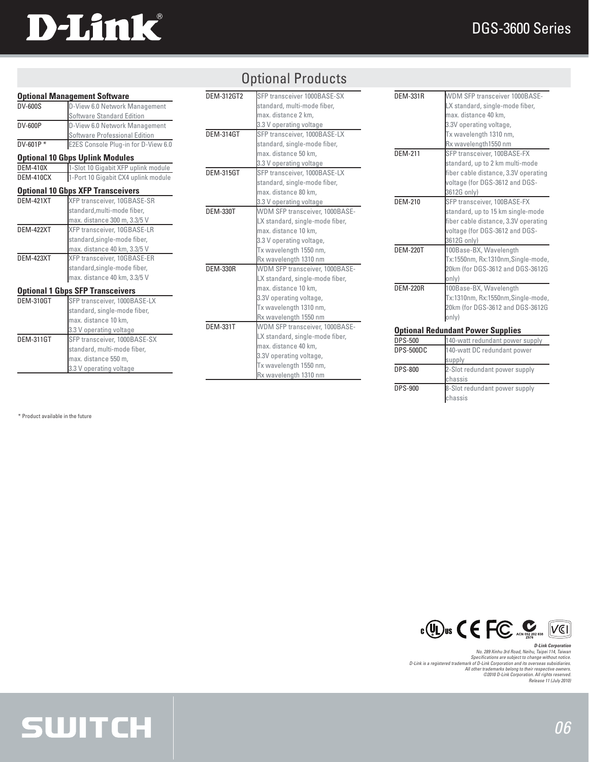## Optional Products

### Optional Management Software

| | |
|---|---|
| DV-600S | D-View 6.0 Network Management Software Standard Edition |
| DV-600P | D-View 6.0 Network Management Software Professional Edition |
| DV-601P * | E2ES Console Plug-in for D-View 6.0 |

### Optional 10 Gbps Uplink Modules

| | |
|---|---|
| DEM-410X | 1-Slot 10 Gigabit XFP uplink module |
| DEM-410CX | 1-Port 10 Gigabit CX4 uplink module |

### Optional 10 Gbps XFP Transceivers

| | |
|---|---|
| DEM-421XT | XFP transceiver, 10GBASE-SR standard,multi-mode fiber, max. distance 300 m, 3.3/5 V |
| DEM-422XT | XFP transceiver, 10GBASE-LR standard,single-mode fiber, max. distance 40 km, 3.3/5 V |
| DEM-423XT | XFP transceiver, 10GBASE-ER standard,single-mode fiber, max. distance 40 km, 3.3/5 V |

### Optional 1 Gbps SFP Transceivers

| | |
|---|---|
| DEM-310GT | SFP transceiver, 1000BASE-LX standard, single-mode fiber, max. distance 10 km, 3.3 V operating voltage |
| DEM-311GT | SFP transceiver, 1000BASE-SX standard, multi-mode fiber, max. distance 550 m, 3.3 V operating voltage |
| DEM-312GT2 | SFP transceiver 1000BASE-SX standard, multi-mode fiber, max. distance 2 km, 3.3 V operating voltage |
| DEM-314GT | SFP transceiver, 1000BASE-LX standard, single-mode fiber, max. distance 50 km, 3.3 V operating voltage |
| DEM-315GT | SFP transceiver, 1000BASE-LX standard, single-mode fiber, max. distance 80 km, 3.3 V operating voltage |
| DEM-330T | WDM SFP transceiver, 1000BASE-LX standard, single-mode fiber, max. distance 10 km, 3.3 V operating voltage, Tx wavelength 1550 nm, Rx wavelength 1310 nm |
| DEM-330R | WDM SFP transceiver, 1000BASE-LX standard, single-mode fiber, max. distance 10 km, 3.3V operating voltage, Tx wavelength 1310 nm, Rx wavelength 1550 nm |
| DEM-331T | WDM SFP transceiver, 1000BASE-LX standard, single-mode fiber, max. distance 40 km, 3.3V operating voltage, Tx wavelength 1550 nm, Rx wavelength 1310 nm |
| DEM-331R | WDM SFP transceiver 1000BASE-LX standard, single-mode fiber, max. distance 40 km, 3.3V operating voltage, Tx wavelength 1310 nm, Rx wavelength1550 nm |
| DEM-211 | SFP transceiver, 100BASE-FX standard, up to 2 km multi-mode fiber cable distance, 3.3V operating voltage (for DGS-3612 and DGS-3612G only) |
| DEM-210 | SFP transceiver, 100BASE-FX standard, up to 15 km single-mode fiber cable distance, 3.3V operating voltage (for DGS-3612 and DGS-3612G only) |
| DEM-220T | 100Base-BX, Wavelength Tx:1550nm, Rx:1310nm,Single-mode, 20km (for DGS-3612 and DGS-3612G only) |
| DEM-220R | 100Base-BX, Wavelength Tx:1310nm, Rx:1550nm,Single-mode, 20km (for DGS-3612 and DGS-3612G only) |

### Optional Redundant Power Supplies

| | |
|---|---|
| DPS-500 | 140-watt redundant power supply |
| DPS-500DC | 140-watt DC redundant power supply |
| DPS-800 | 2-Slot redundant power supply chassis |
| DPS-900 | 8-Slot redundant power supply chassis |

\* Product available in the future

*D-Link Corporation*
*No. 289 Xinhu 3rd Road, Neihu, Taipei 114, Taiwan*
*Specifications are subject to change without notice.*
*D-Link is a registered trademark of D-Link Corporation and its overseas subsidiaries.*
*All other trademarks belong to their respective owners.*
*©2010 D-Link Corporation. All rights reserved.*
*Release 11 (July 2010)*

SWITCH